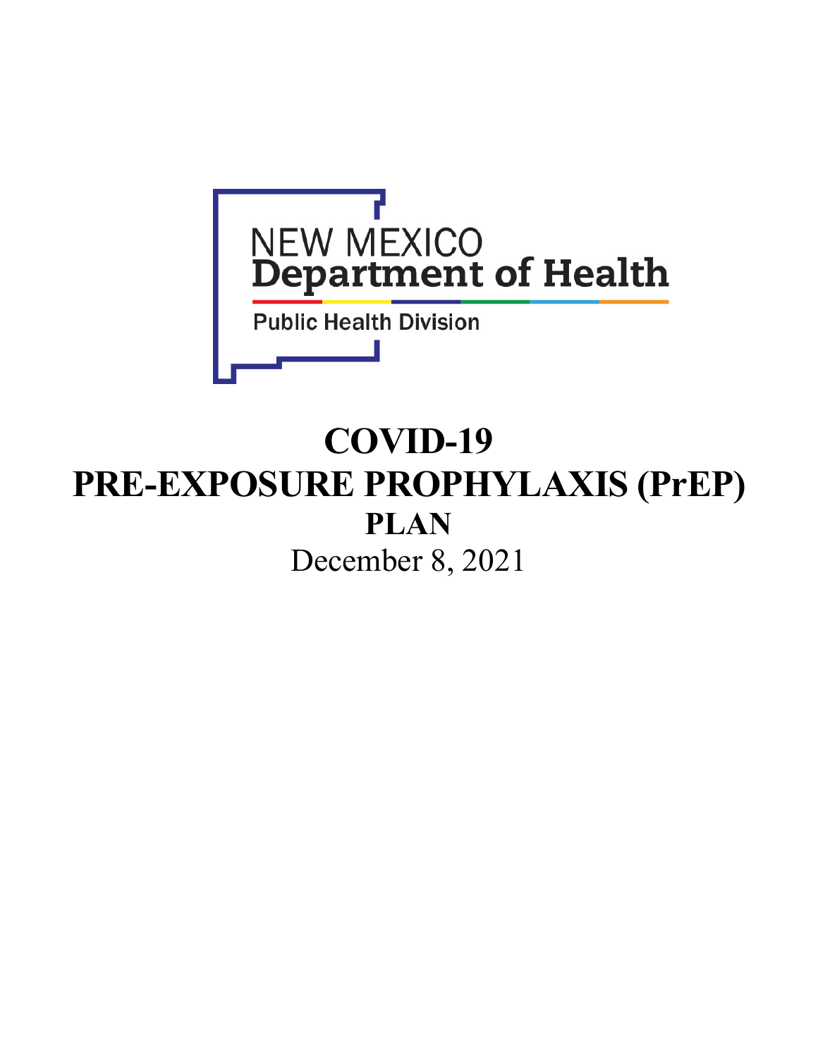NEW MEXICO
Department of Health
Public Health Division

# COVID-19
# PRE-EXPOSURE PROPHYLAXIS (PrEP)
## PLAN

December 8, 2021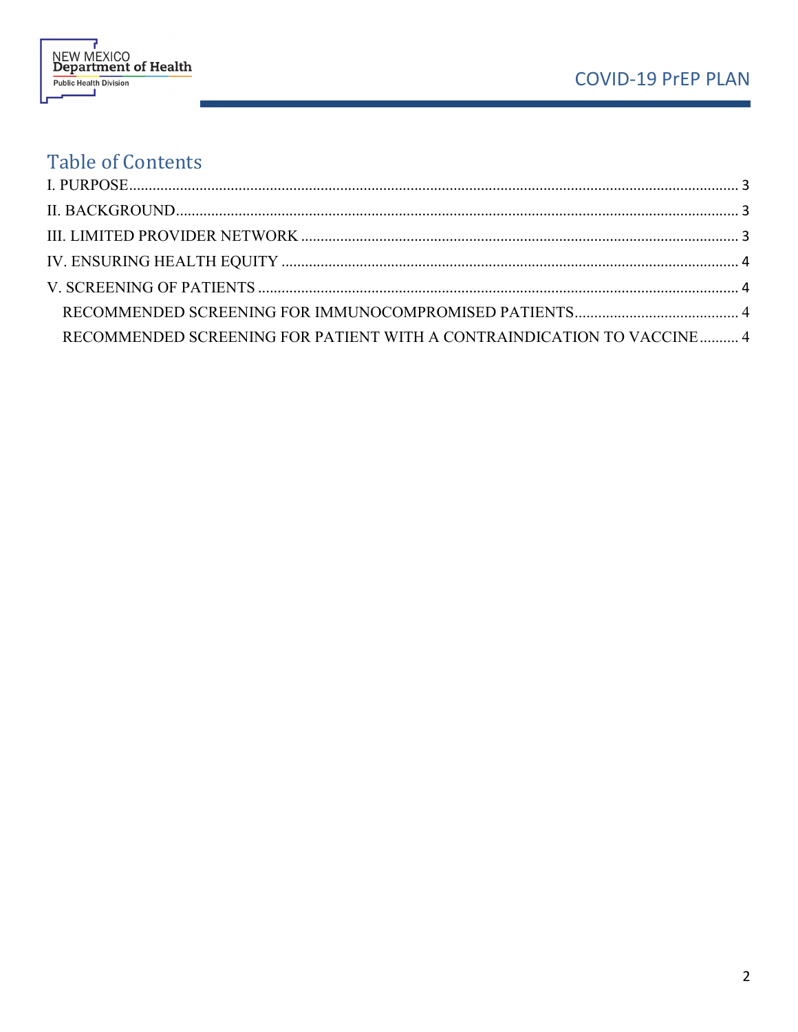# Table of Contents

I. PURPOSE ........................................................................................................................................ 3

II. BACKGROUND ................................................................................................................................ 3

III. LIMITED PROVIDER NETWORK ............................................................................................... 3

IV. ENSURING HEALTH EQUITY .................................................................................................... 4

V. SCREENING OF PATIENTS .......................................................................................................... 4

- RECOMMENDED SCREENING FOR IMMUNOCOMPROMISED PATIENTS .......................................... 4
- RECOMMENDED SCREENING FOR PATIENT WITH A CONTRAINDICATION TO VACCINE .......... 4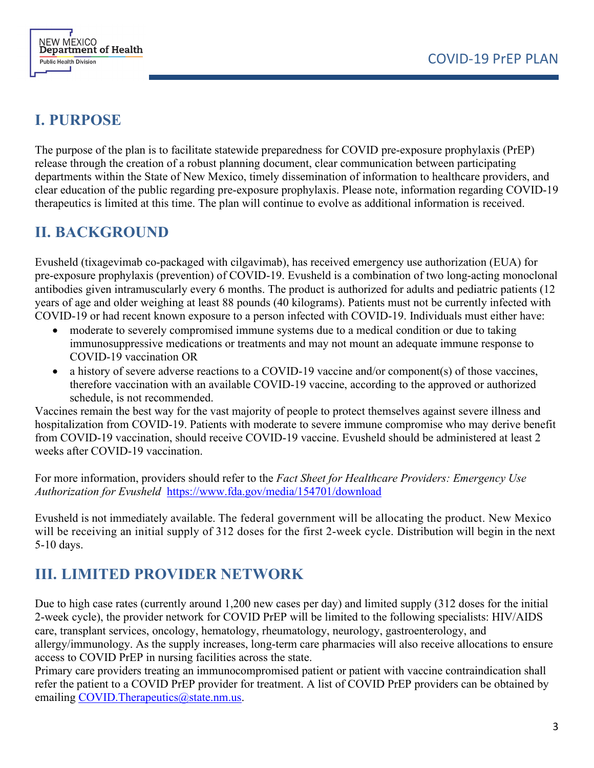## I. PURPOSE

The purpose of the plan is to facilitate statewide preparedness for COVID pre-exposure prophylaxis (PrEP) release through the creation of a robust planning document, clear communication between participating departments within the State of New Mexico, timely dissemination of information to healthcare providers, and clear education of the public regarding pre-exposure prophylaxis. Please note, information regarding COVID-19 therapeutics is limited at this time. The plan will continue to evolve as additional information is received.

## II. BACKGROUND

Evusheld (tixagevimab co-packaged with cilgavimab), has received emergency use authorization (EUA) for pre-exposure prophylaxis (prevention) of COVID-19. Evusheld is a combination of two long-acting monoclonal antibodies given intramuscularly every 6 months. The product is authorized for adults and pediatric patients (12 years of age and older weighing at least 88 pounds (40 kilograms). Patients must not be currently infected with COVID-19 or had recent known exposure to a person infected with COVID-19. Individuals must either have:

- moderate to severely compromised immune systems due to a medical condition or due to taking immunosuppressive medications or treatments and may not mount an adequate immune response to COVID-19 vaccination OR
- a history of severe adverse reactions to a COVID-19 vaccine and/or component(s) of those vaccines, therefore vaccination with an available COVID-19 vaccine, according to the approved or authorized schedule, is not recommended.

Vaccines remain the best way for the vast majority of people to protect themselves against severe illness and hospitalization from COVID-19. Patients with moderate to severe immune compromise who may derive benefit from COVID-19 vaccination, should receive COVID-19 vaccine. Evusheld should be administered at least 2 weeks after COVID-19 vaccination.

For more information, providers should refer to the *Fact Sheet for Healthcare Providers: Emergency Use Authorization for Evusheld* https://www.fda.gov/media/154701/download

Evusheld is not immediately available. The federal government will be allocating the product. New Mexico will be receiving an initial supply of 312 doses for the first 2-week cycle. Distribution will begin in the next 5-10 days.

## III. LIMITED PROVIDER NETWORK

Due to high case rates (currently around 1,200 new cases per day) and limited supply (312 doses for the initial 2-week cycle), the provider network for COVID PrEP will be limited to the following specialists: HIV/AIDS care, transplant services, oncology, hematology, rheumatology, neurology, gastroenterology, and allergy/immunology. As the supply increases, long-term care pharmacies will also receive allocations to ensure access to COVID PrEP in nursing facilities across the state.

Primary care providers treating an immunocompromised patient or patient with vaccine contraindication shall refer the patient to a COVID PrEP provider for treatment. A list of COVID PrEP providers can be obtained by emailing COVID.Therapeutics@state.nm.us.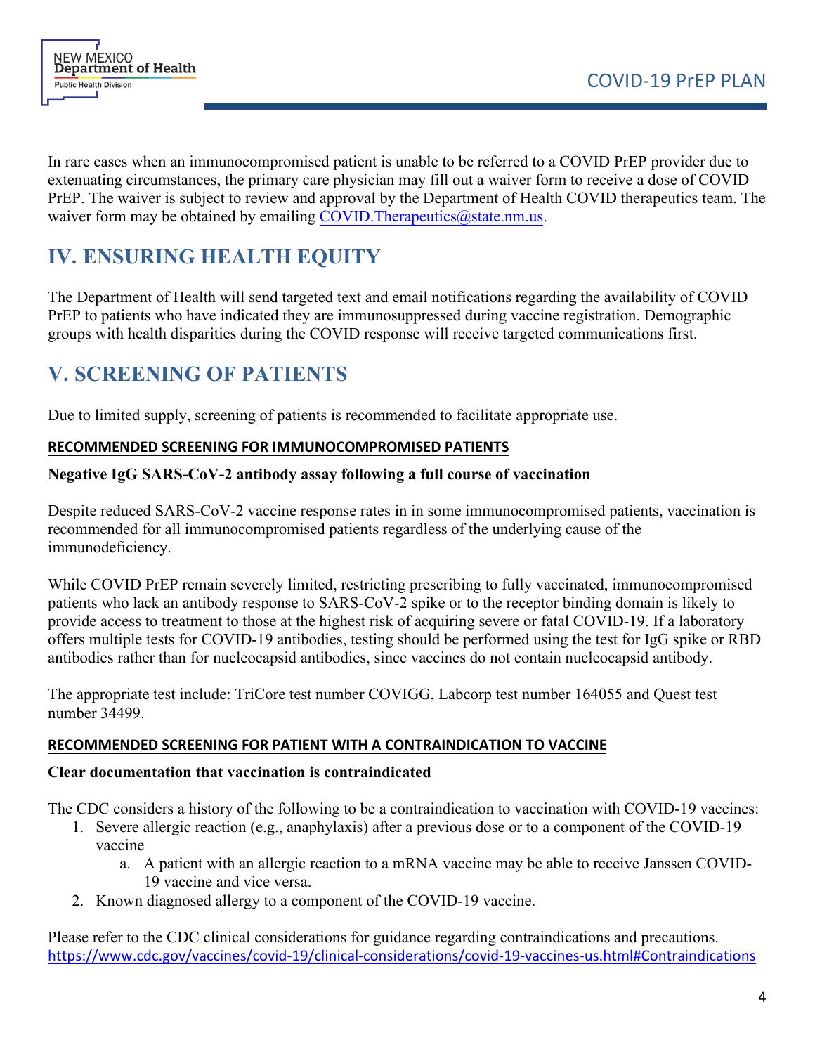In rare cases when an immunocompromised patient is unable to be referred to a COVID PrEP provider due to extenuating circumstances, the primary care physician may fill out a waiver form to receive a dose of COVID PrEP. The waiver is subject to review and approval by the Department of Health COVID therapeutics team. The waiver form may be obtained by emailing COVID.Therapeutics@state.nm.us.

## IV. ENSURING HEALTH EQUITY

The Department of Health will send targeted text and email notifications regarding the availability of COVID PrEP to patients who have indicated they are immunosuppressed during vaccine registration. Demographic groups with health disparities during the COVID response will receive targeted communications first.

## V. SCREENING OF PATIENTS

Due to limited supply, screening of patients is recommended to facilitate appropriate use.

### RECOMMENDED SCREENING FOR IMMUNOCOMPROMISED PATIENTS

**Negative IgG SARS-CoV-2 antibody assay following a full course of vaccination**

Despite reduced SARS-CoV-2 vaccine response rates in in some immunocompromised patients, vaccination is recommended for all immunocompromised patients regardless of the underlying cause of the immunodeficiency.

While COVID PrEP remain severely limited, restricting prescribing to fully vaccinated, immunocompromised patients who lack an antibody response to SARS-CoV-2 spike or to the receptor binding domain is likely to provide access to treatment to those at the highest risk of acquiring severe or fatal COVID-19. If a laboratory offers multiple tests for COVID-19 antibodies, testing should be performed using the test for IgG spike or RBD antibodies rather than for nucleocapsid antibodies, since vaccines do not contain nucleocapsid antibody.

The appropriate test include: TriCore test number COVIGG, Labcorp test number 164055 and Quest test number 34499.

### RECOMMENDED SCREENING FOR PATIENT WITH A CONTRAINDICATION TO VACCINE

**Clear documentation that vaccination is contraindicated**

The CDC considers a history of the following to be a contraindication to vaccination with COVID-19 vaccines:

1. Severe allergic reaction (e.g., anaphylaxis) after a previous dose or to a component of the COVID-19 vaccine
   a. A patient with an allergic reaction to a mRNA vaccine may be able to receive Janssen COVID-19 vaccine and vice versa.
2. Known diagnosed allergy to a component of the COVID-19 vaccine.

Please refer to the CDC clinical considerations for guidance regarding contraindications and precautions. https://www.cdc.gov/vaccines/covid-19/clinical-considerations/covid-19-vaccines-us.html#Contraindications